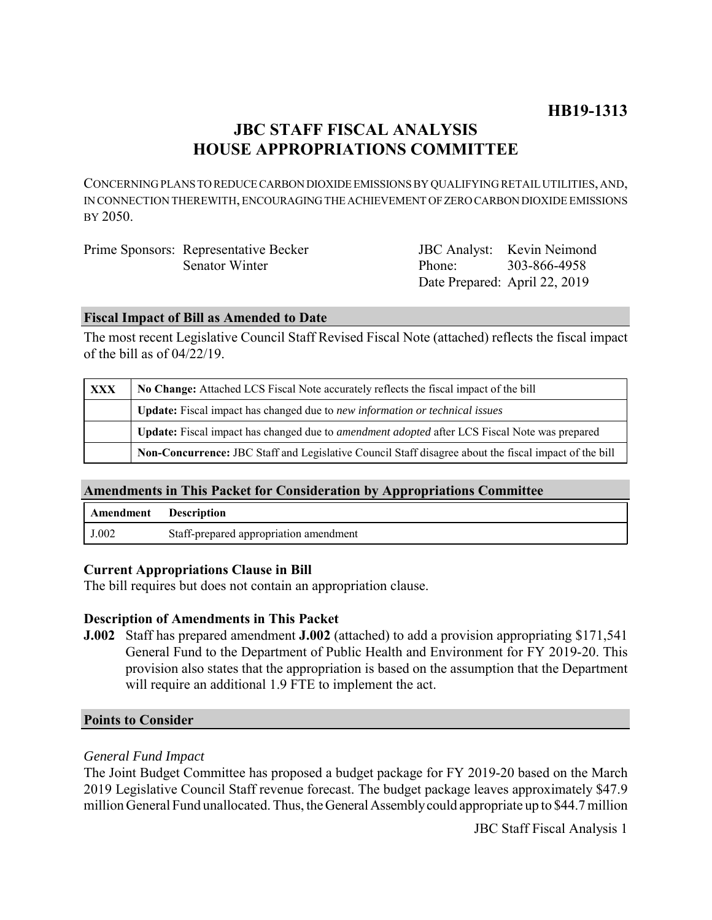**HB19-1313**

# JBC STAFF FISCAL ANALYSIS
# HOUSE APPROPRIATIONS COMMITTEE

CONCERNING PLANS TO REDUCE CARBON DIOXIDE EMISSIONS BY QUALIFYING RETAIL UTILITIES, AND, IN CONNECTION THEREWITH, ENCOURAGING THE ACHIEVEMENT OF ZERO CARBON DIOXIDE EMISSIONS BY 2050.

Prime Sponsors: Representative Becker
Senator Winter

JBC Analyst: Kevin Neimond
Phone: 303-866-4958
Date Prepared: April 22, 2019

## Fiscal Impact of Bill as Amended to Date

The most recent Legislative Council Staff Revised Fiscal Note (attached) reflects the fiscal impact of the bill as of 04/22/19.

| | |
|---|---|
| **XXX** | **No Change:** Attached LCS Fiscal Note accurately reflects the fiscal impact of the bill |
| | **Update:** Fiscal impact has changed due to *new information or technical issues* |
| | **Update:** Fiscal impact has changed due to *amendment adopted* after LCS Fiscal Note was prepared |
| | **Non-Concurrence:** JBC Staff and Legislative Council Staff disagree about the fiscal impact of the bill |

## Amendments in This Packet for Consideration by Appropriations Committee

| Amendment | Description |
|---|---|
| J.002 | Staff-prepared appropriation amendment |

### Current Appropriations Clause in Bill

The bill requires but does not contain an appropriation clause.

### Description of Amendments in This Packet

**J.002** Staff has prepared amendment **J.002** (attached) to add a provision appropriating $171,541 General Fund to the Department of Public Health and Environment for FY 2019-20. This provision also states that the appropriation is based on the assumption that the Department will require an additional 1.9 FTE to implement the act.

## Points to Consider

*General Fund Impact*

The Joint Budget Committee has proposed a budget package for FY 2019-20 based on the March 2019 Legislative Council Staff revenue forecast. The budget package leaves approximately $47.9 million General Fund unallocated. Thus, the General Assembly could appropriate up to $44.7 million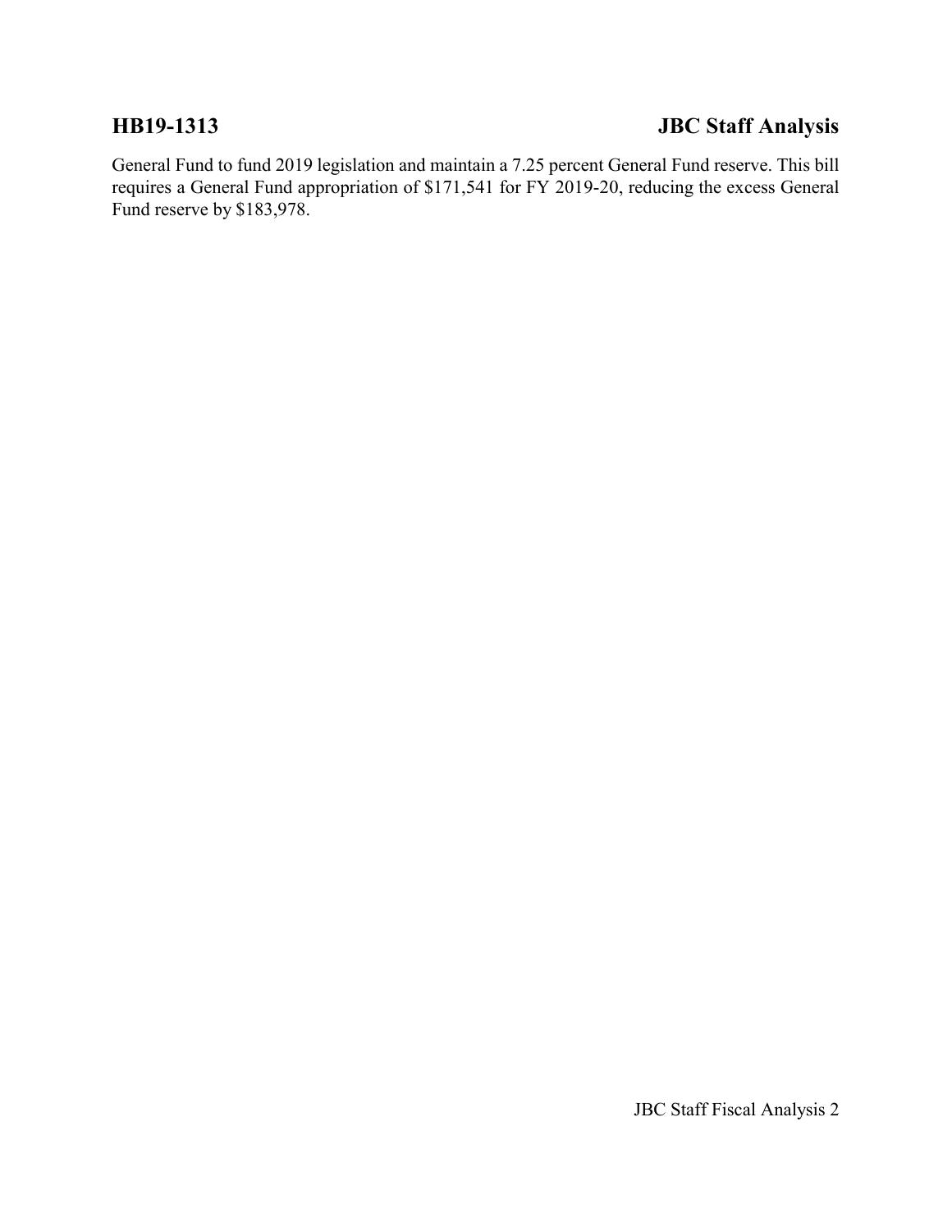General Fund to fund 2019 legislation and maintain a 7.25 percent General Fund reserve. This bill requires a General Fund appropriation of $171,541 for FY 2019-20, reducing the excess General Fund reserve by $183,978.